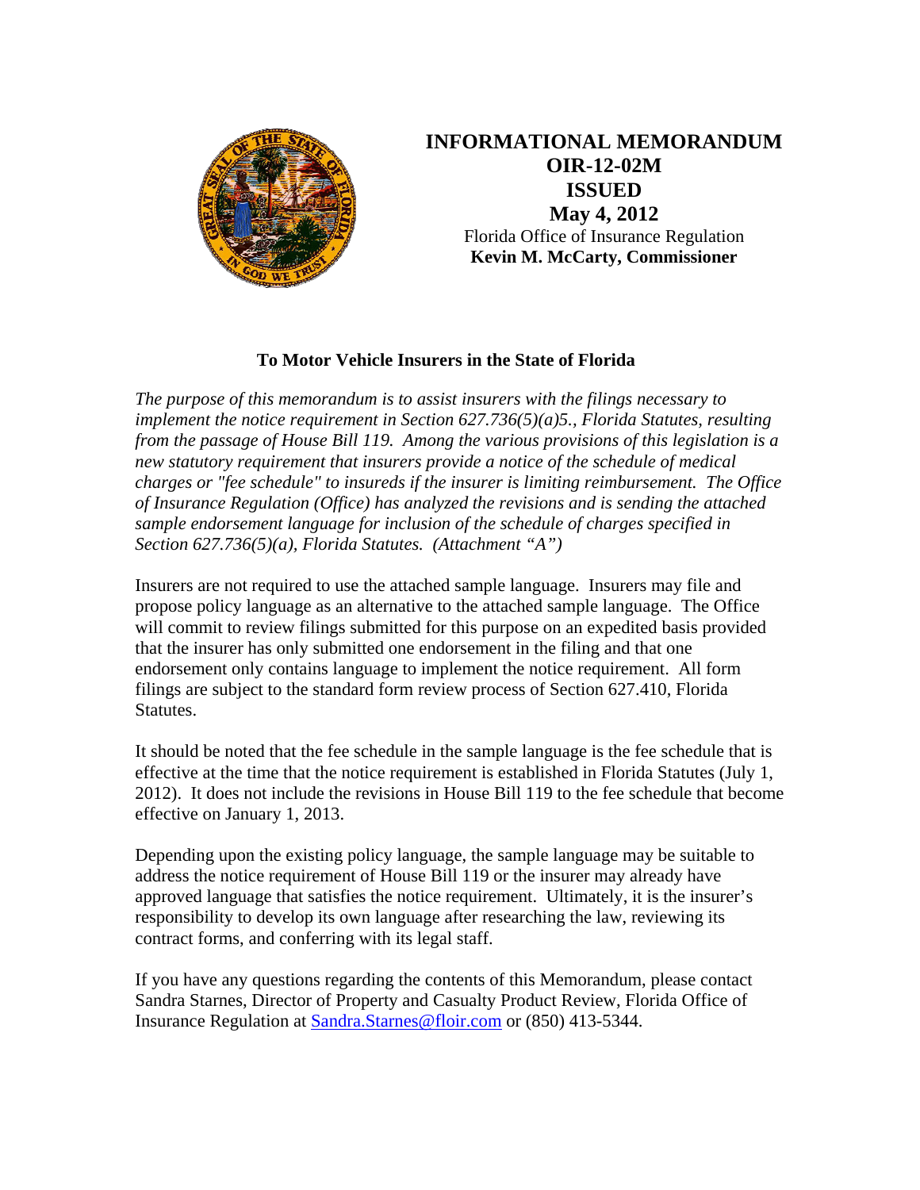# INFORMATIONAL MEMORANDUM
# OIR-12-02M
# ISSUED
# May 4, 2012

Florida Office of Insurance Regulation
**Kevin M. McCarty, Commissioner**

**To Motor Vehicle Insurers in the State of Florida**

*The purpose of this memorandum is to assist insurers with the filings necessary to implement the notice requirement in Section 627.736(5)(a)5., Florida Statutes, resulting from the passage of House Bill 119. Among the various provisions of this legislation is a new statutory requirement that insurers provide a notice of the schedule of medical charges or "fee schedule" to insureds if the insurer is limiting reimbursement. The Office of Insurance Regulation (Office) has analyzed the revisions and is sending the attached sample endorsement language for inclusion of the schedule of charges specified in Section 627.736(5)(a), Florida Statutes. (Attachment "A")*

Insurers are not required to use the attached sample language. Insurers may file and propose policy language as an alternative to the attached sample language. The Office will commit to review filings submitted for this purpose on an expedited basis provided that the insurer has only submitted one endorsement in the filing and that one endorsement only contains language to implement the notice requirement. All form filings are subject to the standard form review process of Section 627.410, Florida Statutes.

It should be noted that the fee schedule in the sample language is the fee schedule that is effective at the time that the notice requirement is established in Florida Statutes (July 1, 2012). It does not include the revisions in House Bill 119 to the fee schedule that become effective on January 1, 2013.

Depending upon the existing policy language, the sample language may be suitable to address the notice requirement of House Bill 119 or the insurer may already have approved language that satisfies the notice requirement. Ultimately, it is the insurer's responsibility to develop its own language after researching the law, reviewing its contract forms, and conferring with its legal staff.

If you have any questions regarding the contents of this Memorandum, please contact Sandra Starnes, Director of Property and Casualty Product Review, Florida Office of Insurance Regulation at Sandra.Starnes@floir.com or (850) 413-5344.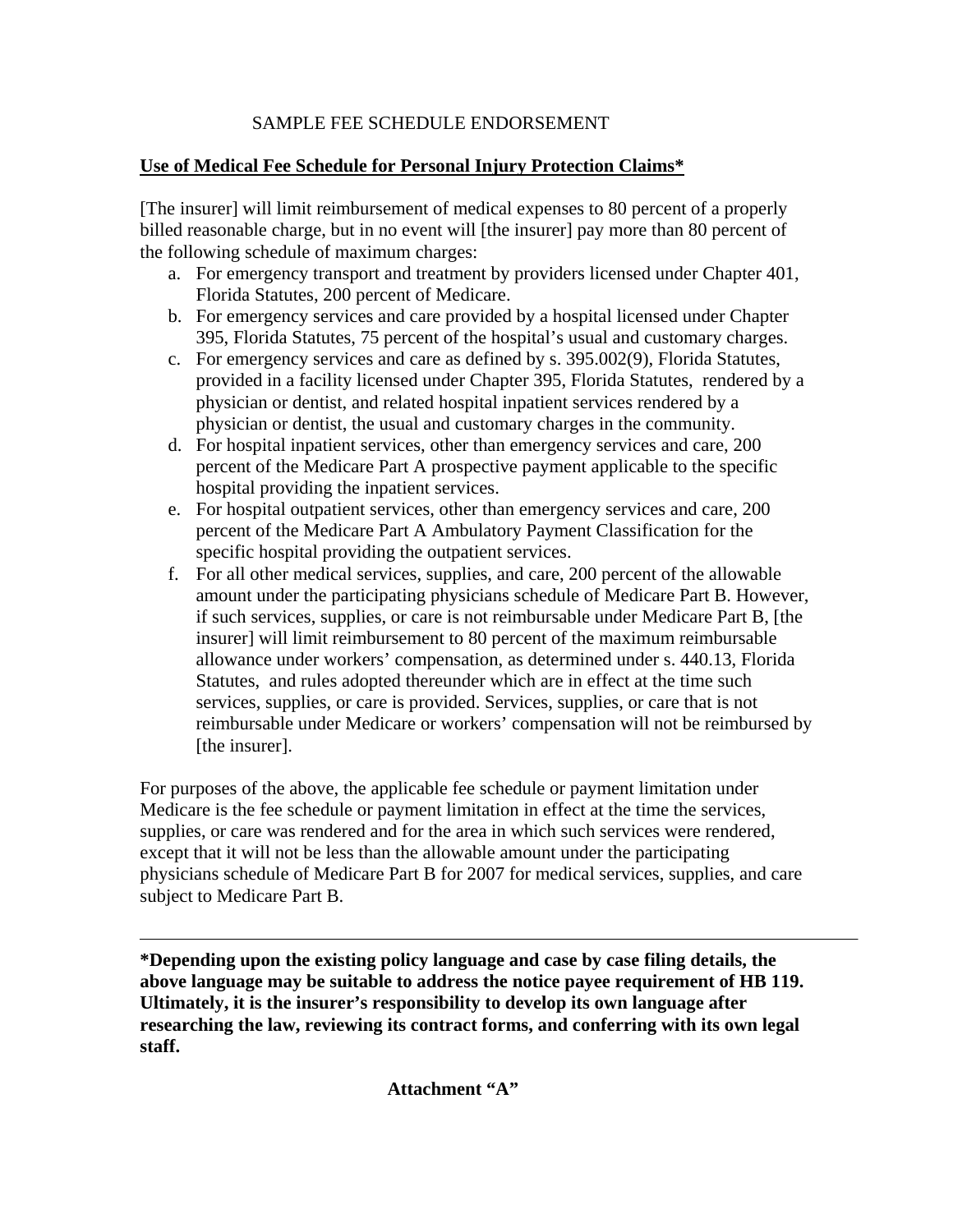SAMPLE FEE SCHEDULE ENDORSEMENT

**Use of Medical Fee Schedule for Personal Injury Protection Claims***

[The insurer] will limit reimbursement of medical expenses to 80 percent of a properly billed reasonable charge, but in no event will [the insurer] pay more than 80 percent of the following schedule of maximum charges:

a. For emergency transport and treatment by providers licensed under Chapter 401, Florida Statutes, 200 percent of Medicare.
b. For emergency services and care provided by a hospital licensed under Chapter 395, Florida Statutes, 75 percent of the hospital's usual and customary charges.
c. For emergency services and care as defined by s. 395.002(9), Florida Statutes, provided in a facility licensed under Chapter 395, Florida Statutes, rendered by a physician or dentist, and related hospital inpatient services rendered by a physician or dentist, the usual and customary charges in the community.
d. For hospital inpatient services, other than emergency services and care, 200 percent of the Medicare Part A prospective payment applicable to the specific hospital providing the inpatient services.
e. For hospital outpatient services, other than emergency services and care, 200 percent of the Medicare Part A Ambulatory Payment Classification for the specific hospital providing the outpatient services.
f. For all other medical services, supplies, and care, 200 percent of the allowable amount under the participating physicians schedule of Medicare Part B. However, if such services, supplies, or care is not reimbursable under Medicare Part B, [the insurer] will limit reimbursement to 80 percent of the maximum reimbursable allowance under workers' compensation, as determined under s. 440.13, Florida Statutes, and rules adopted thereunder which are in effect at the time such services, supplies, or care is provided. Services, supplies, or care that is not reimbursable under Medicare or workers' compensation will not be reimbursed by [the insurer].

For purposes of the above, the applicable fee schedule or payment limitation under Medicare is the fee schedule or payment limitation in effect at the time the services, supplies, or care was rendered and for the area in which such services were rendered, except that it will not be less than the allowable amount under the participating physicians schedule of Medicare Part B for 2007 for medical services, supplies, and care subject to Medicare Part B.

---

**\*Depending upon the existing policy language and case by case filing details, the above language may be suitable to address the notice payee requirement of HB 119. Ultimately, it is the insurer's responsibility to develop its own language after researching the law, reviewing its contract forms, and conferring with its own legal staff.**

**Attachment "A"**